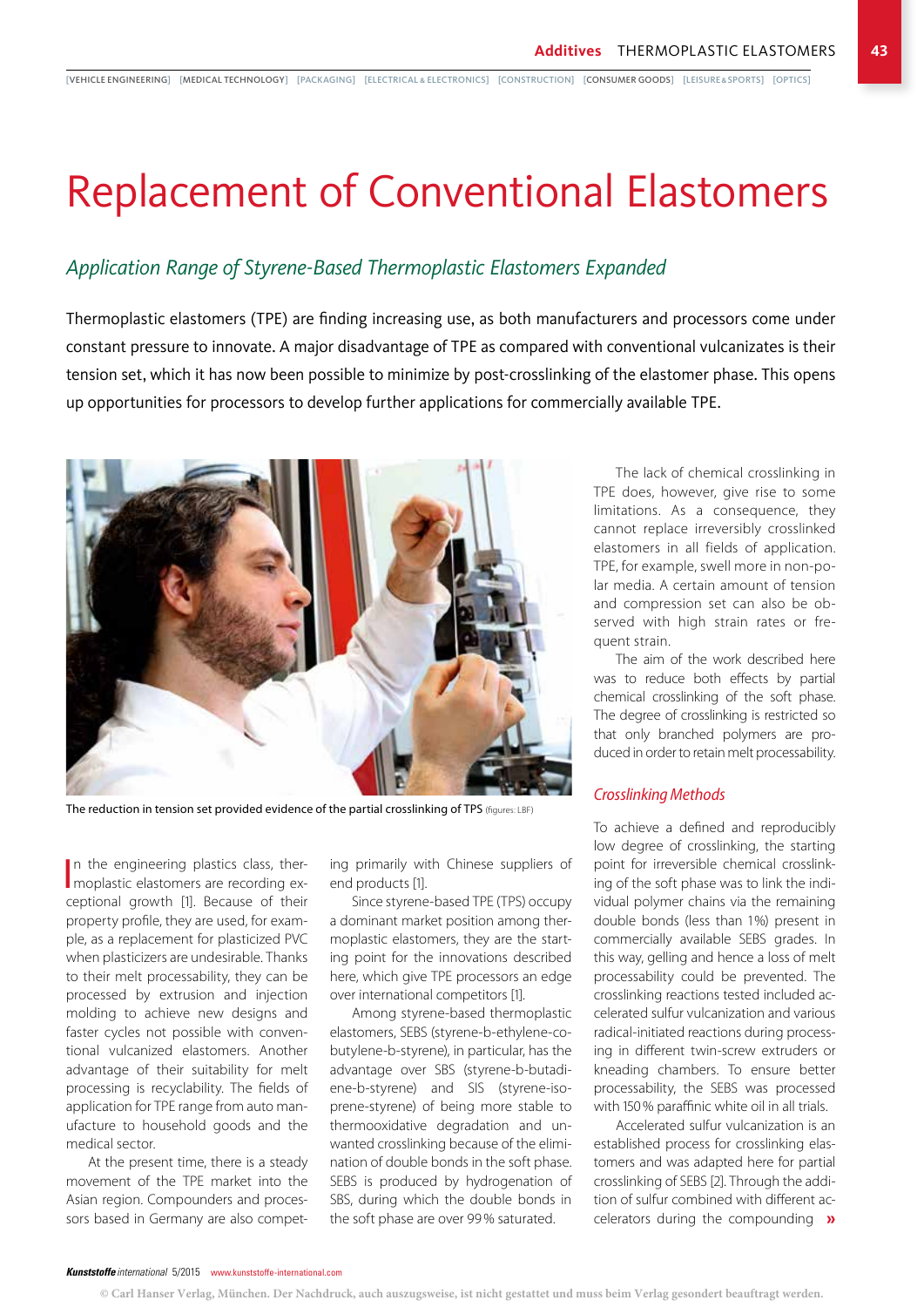# Replacement of Conventional Elastomers

## *Application Range of Styrene-Based Thermoplastic Elastomers Expanded*

Thermoplastic elastomers (TPE) are finding increasing use, as both manufacturers and processors come under constant pressure to innovate. A major disadvantage of TPE as compared with conventional vulcanizates is their tension set, which it has now been possible to minimize by post-crosslinking of the elastomer phase. This opens up opportunities for processors to develop further applications for commercially available TPE.

The reduction in tension set provided evidence of the partial crosslinking of TPS (figures: LBF)

In the engineering plastics class, thermoplastic elastomers are recording exceptional growth [1]. Because of their property profile, they are used, for example, as a replacement for plasticized PVC when plasticizers are undesirable. Thanks to their melt processability, they can be processed by extrusion and injection molding to achieve new designs and faster cycles not possible with conventional vulcanized elastomers. Another advantage of their suitability for melt processing is recyclability. The fields of application for TPE range from auto manufacture to household goods and the medical sector.

At the present time, there is a steady movement of the TPE market into the Asian region. Compounders and processors based in Germany are also competing primarily with Chinese suppliers of end products [1].

Since styrene-based TPE (TPS) occupy a dominant market position among thermoplastic elastomers, they are the starting point for the innovations described here, which give TPE processors an edge over international competitors [1].

Among styrene-based thermoplastic elastomers, SEBS (styrene-b-ethylene-co-butylene-b-styrene), in particular, has the advantage over SBS (styrene-b-butadiene-b-styrene) and SIS (styrene-isoprene-styrene) of being more stable to thermooxidative degradation and unwanted crosslinking because of the elimination of double bonds in the soft phase. SEBS is produced by hydrogenation of SBS, during which the double bonds in the soft phase are over 99 % saturated.

The lack of chemical crosslinking in TPE does, however, give rise to some limitations. As a consequence, they cannot replace irreversibly crosslinked elastomers in all fields of application. TPE, for example, swell more in non-polar media. A certain amount of tension and compression set can also be observed with high strain rates or frequent strain.

The aim of the work described here was to reduce both effects by partial chemical crosslinking of the soft phase. The degree of crosslinking is restricted so that only branched polymers are produced in order to retain melt processability.

### *Crosslinking Methods*

To achieve a defined and reproducibly low degree of crosslinking, the starting point for irreversible chemical crosslinking of the soft phase was to link the individual polymer chains via the remaining double bonds (less than 1%) present in commercially available SEBS grades. In this way, gelling and hence a loss of melt processability could be prevented. The crosslinking reactions tested included accelerated sulfur vulcanization and various radical-initiated reactions during processing in different twin-screw extruders or kneading chambers. To ensure better processability, the SEBS was processed with 150 % paraffinic white oil in all trials.

Accelerated sulfur vulcanization is an established process for crosslinking elastomers and was adapted here for partial crosslinking of SEBS [2]. Through the addition of sulfur combined with different accelerators during the compounding »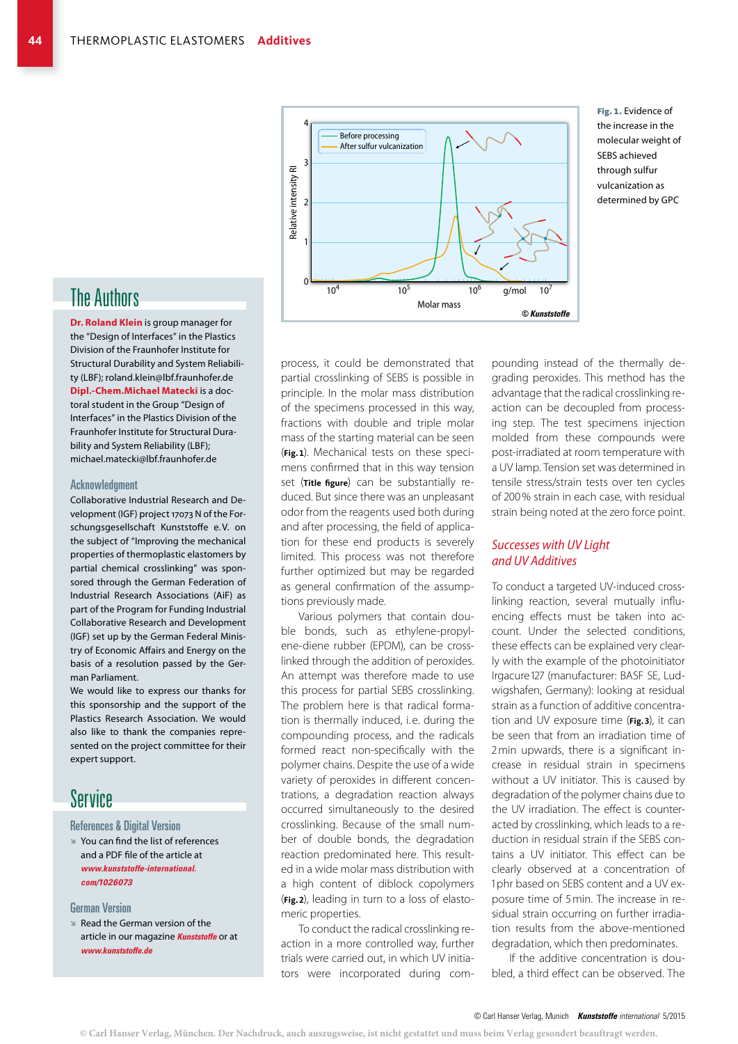Fig. 1. Evidence of the increase in the molecular weight of SEBS achieved through sulfur vulcanization as determined by GPC

process, it could be demonstrated that partial crosslinking of SEBS is possible in principle. In the molar mass distribution of the specimens processed in this way, fractions with double and triple molar mass of the starting material can be seen (**Fig. 1**). Mechanical tests on these specimens confirmed that in this way tension set (**Title figure**) can be substantially reduced. But since there was an unpleasant odor from the reagents used both during and after processing, the field of application for these end products is severely limited. This process was not therefore further optimized but may be regarded as general confirmation of the assumptions previously made.

Various polymers that contain double bonds, such as ethylene-propylene-diene rubber (EPDM), can be crosslinked through the addition of peroxides. An attempt was therefore made to use this process for partial SEBS crosslinking. The problem here is that radical formation is thermally induced, i.e. during the compounding process, and the radicals formed react non-specifically with the polymer chains. Despite the use of a wide variety of peroxides in different concentrations, a degradation reaction always occurred simultaneously to the desired crosslinking. Because of the small number of double bonds, the degradation reaction predominated here. This resulted in a wide molar mass distribution with a high content of diblock copolymers (**Fig. 2**), leading in turn to a loss of elastomeric properties.

To conduct the radical crosslinking reaction in a more controlled way, further trials were carried out, in which UV initiators were incorporated during compounding instead of the thermally degrading peroxides. This method has the advantage that the radical crosslinking reaction can be decoupled from processing step. The test specimens injection molded from these compounds were post-irradiated at room temperature with a UV lamp. Tension set was determined in tensile stress/strain tests over ten cycles of 200 % strain in each case, with residual strain being noted at the zero force point.

## *Successes with UV Light and UV Additives*

To conduct a targeted UV-induced crosslinking reaction, several mutually influencing effects must be taken into account. Under the selected conditions, these effects can be explained very clearly with the example of the photoinitiator Irgacure 127 (manufacturer: BASF SE, Ludwigshafen, Germany): looking at residual strain as a function of additive concentration and UV exposure time (**Fig. 3**), it can be seen that from an irradiation time of 2 min upwards, there is a significant increase in residual strain in specimens without a UV initiator. This is caused by degradation of the polymer chains due to the UV irradiation. The effect is counteracted by crosslinking, which leads to a reduction in residual strain if the SEBS contains a UV initiator. This effect can be clearly observed at a concentration of 1 phr based on SEBS content and a UV exposure time of 5 min. The increase in residual strain occurring on further irradiation results from the above-mentioned degradation, which then predominates.

If the additive concentration is doubled, a third effect can be observed. The

## The Authors

**Dr. Roland Klein** is group manager for the "Design of Interfaces" in the Plastics Division of the Fraunhofer Institute for Structural Durability and System Reliability (LBF); roland.klein@lbf.fraunhofer.de

**Dipl.-Chem. Michael Matecki** is a doctoral student in the Group "Design of Interfaces" in the Plastics Division of the Fraunhofer Institute for Structural Durability and System Reliability (LBF); michael.matecki@lbf.fraunhofer.de

### Acknowledgment

Collaborative Industrial Research and Development (IGF) project 17073 N of the Forschungsgesellschaft Kunststoffe e.V. on the subject of "Improving the mechanical properties of thermoplastic elastomers by partial chemical crosslinking" was sponsored through the German Federation of Industrial Research Associations (AiF) as part of the Program for Funding Industrial Collaborative Research and Development (IGF) set up by the German Federal Ministry of Economic Affairs and Energy on the basis of a resolution passed by the German Parliament.

We would like to express our thanks for this sponsorship and the support of the Plastics Research Association. We would also like to thank the companies represented on the project committee for their expert support.

## Service

### References & Digital Version

- You can find the list of references and a PDF file of the article at ***www.kunststoffe-international.com/1026073***

### German Version

- Read the German version of the article in our magazine ***Kunststoffe*** or at ***www.kunststoffe.de***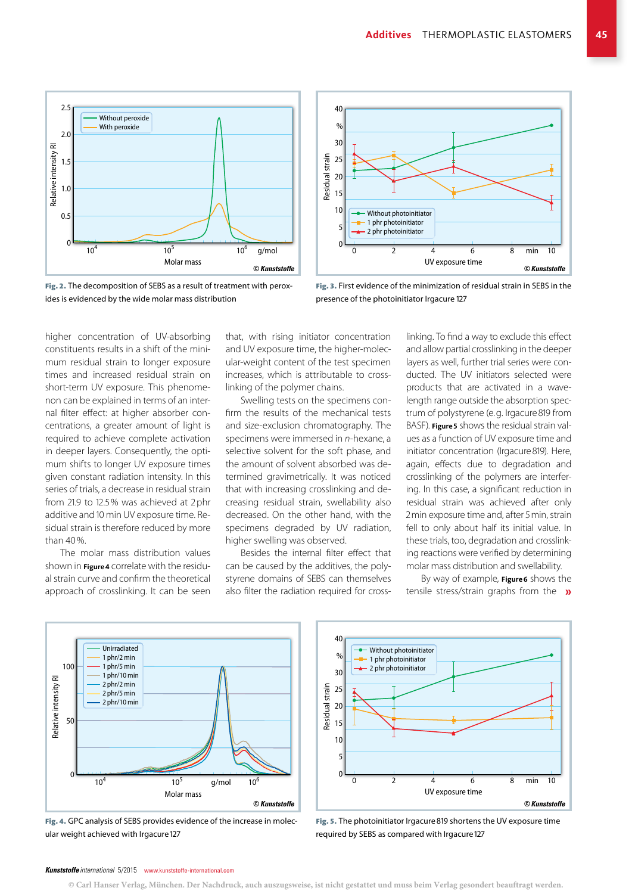Fig. 2. The decomposition of SEBS as a result of treatment with peroxides is evidenced by the wide molar mass distribution

Fig. 3. First evidence of the minimization of residual strain in SEBS in the presence of the photoinitiator Irgacure 127

higher concentration of UV-absorbing constituents results in a shift of the minimum residual strain to longer exposure times and increased residual strain on short-term UV exposure. This phenomenon can be explained in terms of an internal filter effect: at higher absorber concentrations, a greater amount of light is required to achieve complete activation in deeper layers. Consequently, the optimum shifts to longer UV exposure times given constant radiation intensity. In this series of trials, a decrease in residual strain from 21.9 to 12.5 % was achieved at 2 phr additive and 10 min UV exposure time. Residual strain is therefore reduced by more than 40 %.

The molar mass distribution values shown in **Figure 4** correlate with the residual strain curve and confirm the theoretical approach of crosslinking. It can be seen that, with rising initiator concentration and UV exposure time, the higher-molecular-weight content of the test specimen increases, which is attributable to crosslinking of the polymer chains.

Swelling tests on the specimens confirm the results of the mechanical tests and size-exclusion chromatography. The specimens were immersed in *n*-hexane, a selective solvent for the soft phase, and the amount of solvent absorbed was determined gravimetrically. It was noticed that with increasing crosslinking and decreasing residual strain, swellability also decreased. On the other hand, with the specimens degraded by UV radiation, higher swelling was observed.

Besides the internal filter effect that can be caused by the additives, the polystyrene domains of SEBS can themselves also filter the radiation required for crosslinking. To find a way to exclude this effect and allow partial crosslinking in the deeper layers as well, further trial series were conducted. The UV initiators selected were products that are activated in a wavelength range outside the absorption spectrum of polystyrene (e.g. Irgacure 819 from BASF). **Figure 5** shows the residual strain values as a function of UV exposure time and initiator concentration (Irgacure 819). Here, again, effects due to degradation and crosslinking of the polymers are interfering. In this case, a significant reduction in residual strain was achieved after only 2 min exposure time and, after 5 min, strain fell to only about half its initial value. In these trials, too, degradation and crosslinking reactions were verified by determining molar mass distribution and swellability.

By way of example, **Figure 6** shows the tensile stress/strain graphs from the »

Fig. 4. GPC analysis of SEBS provides evidence of the increase in molecular weight achieved with Irgacure 127

Fig. 5. The photoinitiator Irgacure 819 shortens the UV exposure time required by SEBS as compared with Irgacure 127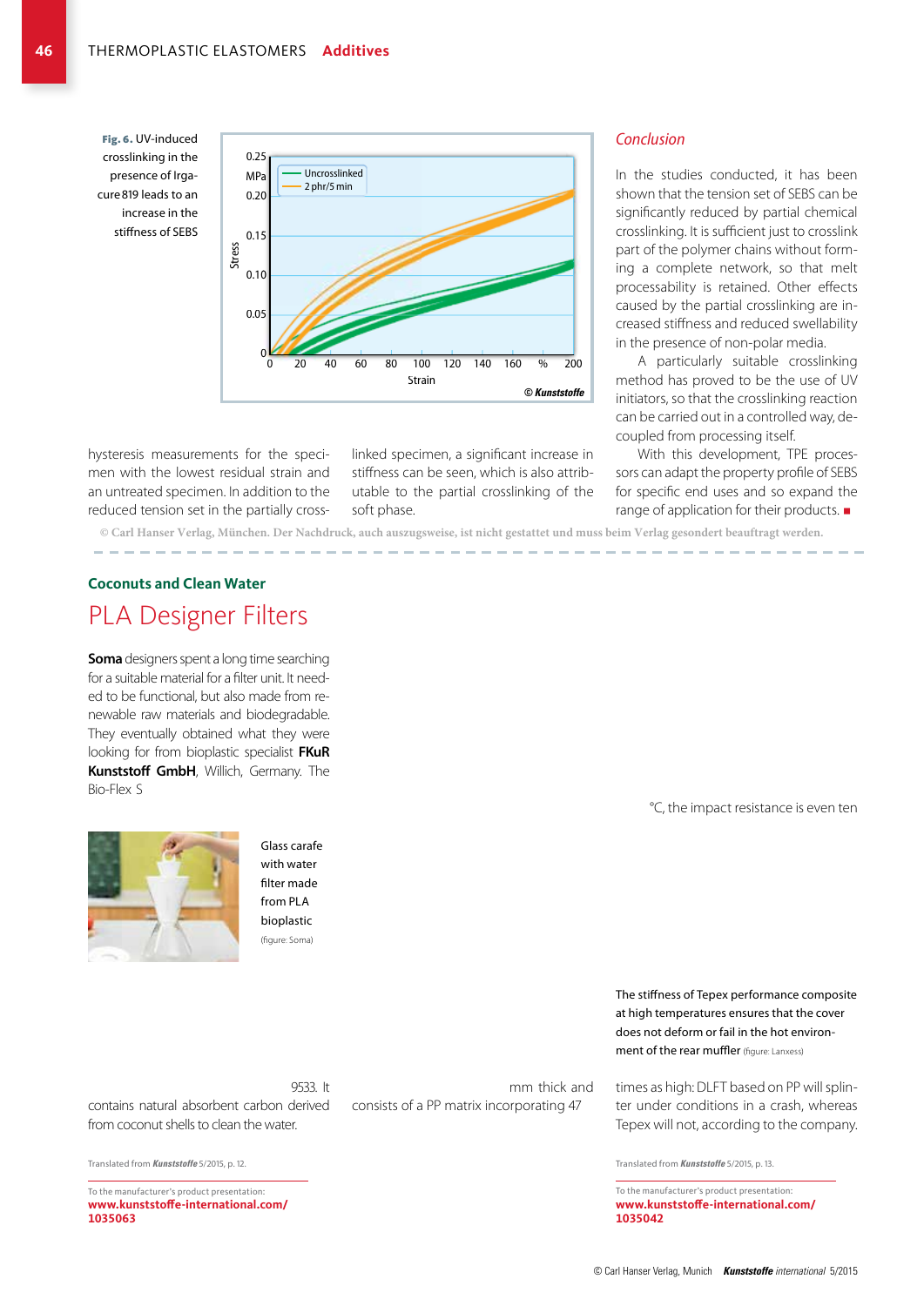Fig. 6. UV-induced crosslinking in the presence of Irgacure 819 leads to an increase in the stiffness of SEBS

0.25
MPa
0.20
0.15
0.10
0.05
0
Stress
Uncrosslinked
2 phr/5 min
0 20 40 60 80 100 120 140 160 % 200
Strain
© Kunststoffe

hysteresis measurements for the specimen with the lowest residual strain and an untreated specimen. In addition to the reduced tension set in the partially crosslinked specimen, a significant increase in stiffness can be seen, which is also attributable to the partial crosslinking of the soft phase.

## Conclusion

In the studies conducted, it has been shown that the tension set of SEBS can be significantly reduced by partial chemical crosslinking. It is sufficient just to crosslink part of the polymer chains without forming a complete network, so that melt processability is retained. Other effects caused by the partial crosslinking are increased stiffness and reduced swellability in the presence of non-polar media.

A particularly suitable crosslinking method has proved to be the use of UV initiators, so that the crosslinking reaction can be carried out in a controlled way, decoupled from processing itself.

With this development, TPE processors can adapt the property profile of SEBS for specific end uses and so expand the range of application for their products. ■

© Carl Hanser Verlag, München. Der Nachdruck, auch auszugsweise, ist nicht gestattet und muss beim Verlag gesondert beauftragt werden.

### Coconuts and Clean Water

# PLA Designer Filters

**Soma** designers spent a long time searching for a suitable material for a filter unit. It needed to be functional, but also made from renewable raw materials and biodegradable. They eventually obtained what they were looking for from bioplastic specialist **FKuR Kunststoff GmbH**, Willich, Germany. The Bio-Flex S

Glass carafe with water filter made from PLA bioplastic (figure: Soma)

9533. It contains natural absorbent carbon derived from coconut shells to clean the water.

Translated from *Kunststoffe* 5/2015, p. 12.

To the manufacturer's product presentation:
**www.kunststoffe-international.com/1035063**

mm thick and consists of a PP matrix incorporating 47

°C, the impact resistance is even ten

The stiffness of Tepex performance composite at high temperatures ensures that the cover does not deform or fail in the hot environment of the rear muffler (figure: Lanxess)

times as high: DLFT based on PP will splinter under conditions in a crash, whereas Tepex will not, according to the company.

Translated from *Kunststoffe* 5/2015, p. 13.

To the manufacturer's product presentation:
**www.kunststoffe-international.com/1035042**